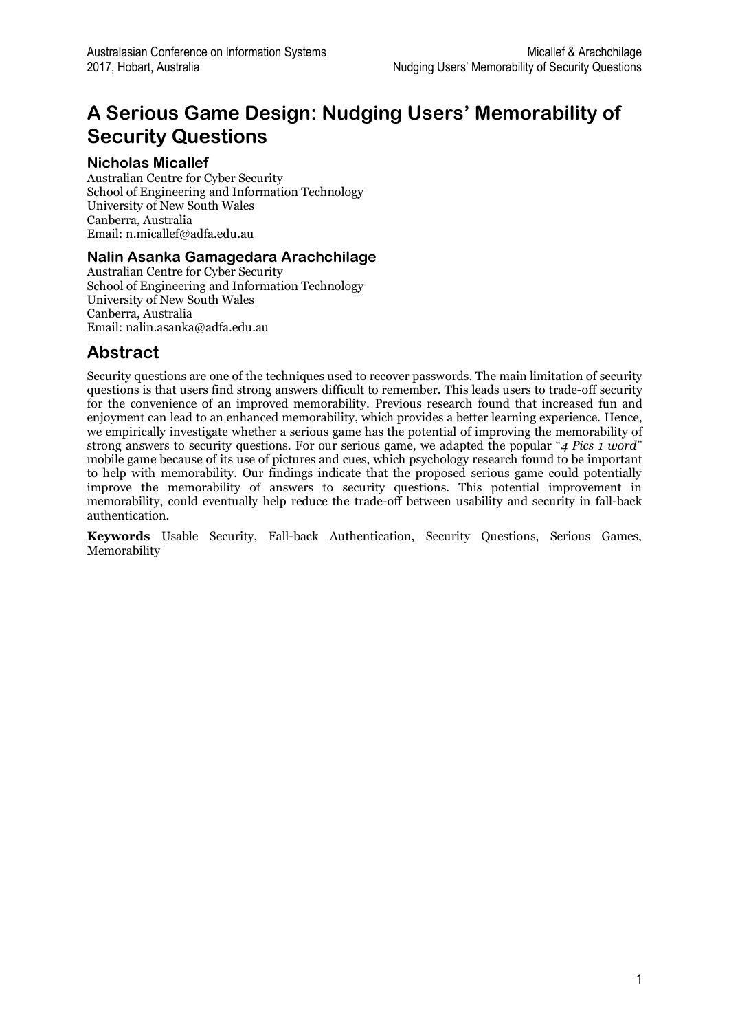# A Serious Game Design: Nudging Users' Memorability of Security Questions

### Nicholas Micallef

Australian Centre for Cyber Security
School of Engineering and Information Technology
University of New South Wales
Canberra, Australia
Email: n.micallef@adfa.edu.au

### Nalin Asanka Gamagedara Arachchilage

Australian Centre for Cyber Security
School of Engineering and Information Technology
University of New South Wales
Canberra, Australia
Email: nalin.asanka@adfa.edu.au

## Abstract

Security questions are one of the techniques used to recover passwords. The main limitation of security questions is that users find strong answers difficult to remember. This leads users to trade-off security for the convenience of an improved memorability. Previous research found that increased fun and enjoyment can lead to an enhanced memorability, which provides a better learning experience. Hence, we empirically investigate whether a serious game has the potential of improving the memorability of strong answers to security questions. For our serious game, we adapted the popular "*4 Pics 1 word*" mobile game because of its use of pictures and cues, which psychology research found to be important to help with memorability. Our findings indicate that the proposed serious game could potentially improve the memorability of answers to security questions. This potential improvement in memorability, could eventually help reduce the trade-off between usability and security in fall-back authentication.

**Keywords** Usable Security, Fall-back Authentication, Security Questions, Serious Games, Memorability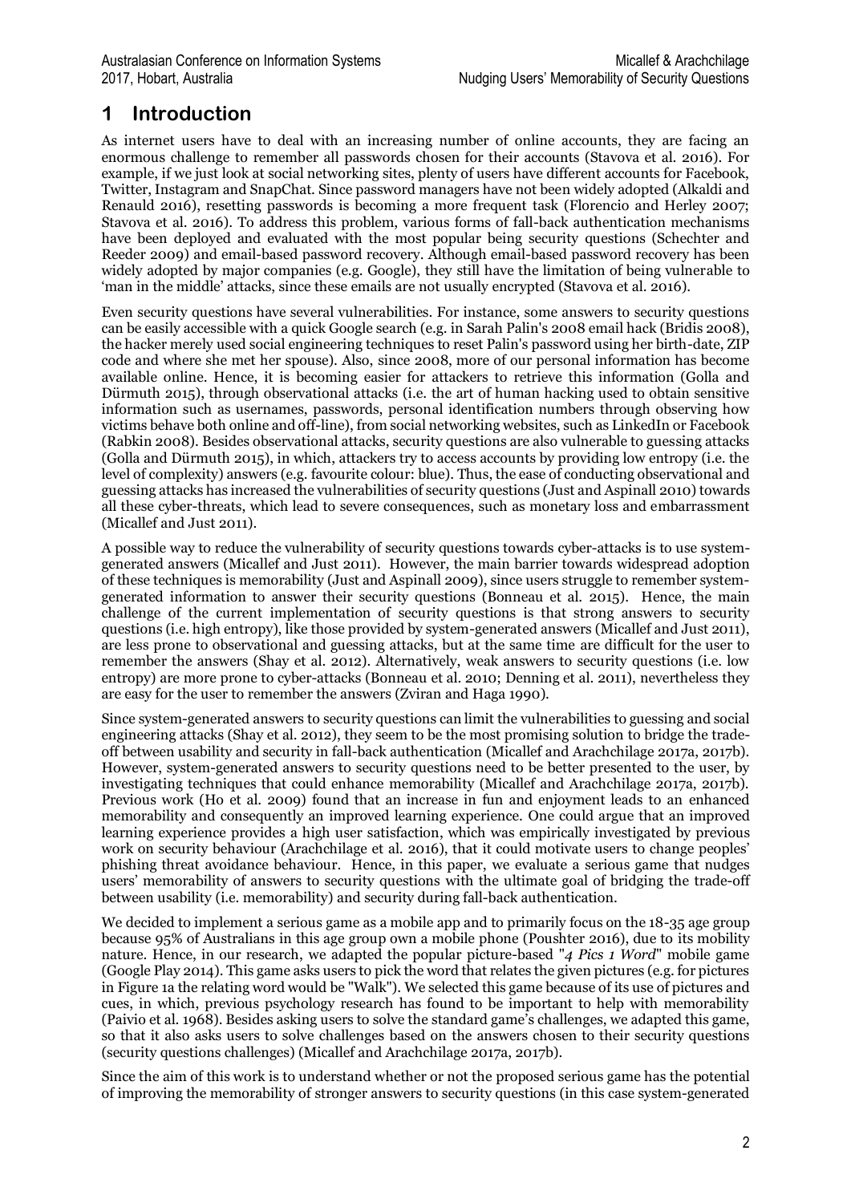# 1 Introduction

As internet users have to deal with an increasing number of online accounts, they are facing an enormous challenge to remember all passwords chosen for their accounts (Stavova et al. 2016). For example, if we just look at social networking sites, plenty of users have different accounts for Facebook, Twitter, Instagram and SnapChat. Since password managers have not been widely adopted (Alkaldi and Renauld 2016), resetting passwords is becoming a more frequent task (Florencio and Herley 2007; Stavova et al. 2016). To address this problem, various forms of fall-back authentication mechanisms have been deployed and evaluated with the most popular being security questions (Schechter and Reeder 2009) and email-based password recovery. Although email-based password recovery has been widely adopted by major companies (e.g. Google), they still have the limitation of being vulnerable to 'man in the middle' attacks, since these emails are not usually encrypted (Stavova et al. 2016).

Even security questions have several vulnerabilities. For instance, some answers to security questions can be easily accessible with a quick Google search (e.g. in Sarah Palin's 2008 email hack (Bridis 2008), the hacker merely used social engineering techniques to reset Palin's password using her birth-date, ZIP code and where she met her spouse). Also, since 2008, more of our personal information has become available online. Hence, it is becoming easier for attackers to retrieve this information (Golla and Dürmuth 2015), through observational attacks (i.e. the art of human hacking used to obtain sensitive information such as usernames, passwords, personal identification numbers through observing how victims behave both online and off-line), from social networking websites, such as LinkedIn or Facebook (Rabkin 2008). Besides observational attacks, security questions are also vulnerable to guessing attacks (Golla and Dürmuth 2015), in which, attackers try to access accounts by providing low entropy (i.e. the level of complexity) answers (e.g. favourite colour: blue). Thus, the ease of conducting observational and guessing attacks has increased the vulnerabilities of security questions (Just and Aspinall 2010) towards all these cyber-threats, which lead to severe consequences, such as monetary loss and embarrassment (Micallef and Just 2011).

A possible way to reduce the vulnerability of security questions towards cyber-attacks is to use system-generated answers (Micallef and Just 2011). However, the main barrier towards widespread adoption of these techniques is memorability (Just and Aspinall 2009), since users struggle to remember system-generated information to answer their security questions (Bonneau et al. 2015). Hence, the main challenge of the current implementation of security questions is that strong answers to security questions (i.e. high entropy), like those provided by system-generated answers (Micallef and Just 2011), are less prone to observational and guessing attacks, but at the same time are difficult for the user to remember the answers (Shay et al. 2012). Alternatively, weak answers to security questions (i.e. low entropy) are more prone to cyber-attacks (Bonneau et al. 2010; Denning et al. 2011), nevertheless they are easy for the user to remember the answers (Zviran and Haga 1990).

Since system-generated answers to security questions can limit the vulnerabilities to guessing and social engineering attacks (Shay et al. 2012), they seem to be the most promising solution to bridge the trade-off between usability and security in fall-back authentication (Micallef and Arachchilage 2017a, 2017b). However, system-generated answers to security questions need to be better presented to the user, by investigating techniques that could enhance memorability (Micallef and Arachchilage 2017a, 2017b). Previous work (Ho et al. 2009) found that an increase in fun and enjoyment leads to an enhanced memorability and consequently an improved learning experience. One could argue that an improved learning experience provides a high user satisfaction, which was empirically investigated by previous work on security behaviour (Arachchilage et al. 2016), that it could motivate users to change peoples' phishing threat avoidance behaviour. Hence, in this paper, we evaluate a serious game that nudges users' memorability of answers to security questions with the ultimate goal of bridging the trade-off between usability (i.e. memorability) and security during fall-back authentication.

We decided to implement a serious game as a mobile app and to primarily focus on the 18-35 age group because 95% of Australians in this age group own a mobile phone (Poushter 2016), due to its mobility nature. Hence, in our research, we adapted the popular picture-based "*4 Pics 1 Word*" mobile game (Google Play 2014). This game asks users to pick the word that relates the given pictures (e.g. for pictures in Figure 1a the relating word would be "Walk"). We selected this game because of its use of pictures and cues, in which, previous psychology research has found to be important to help with memorability (Paivio et al. 1968). Besides asking users to solve the standard game's challenges, we adapted this game, so that it also asks users to solve challenges based on the answers chosen to their security questions (security questions challenges) (Micallef and Arachchilage 2017a, 2017b).

Since the aim of this work is to understand whether or not the proposed serious game has the potential of improving the memorability of stronger answers to security questions (in this case system-generated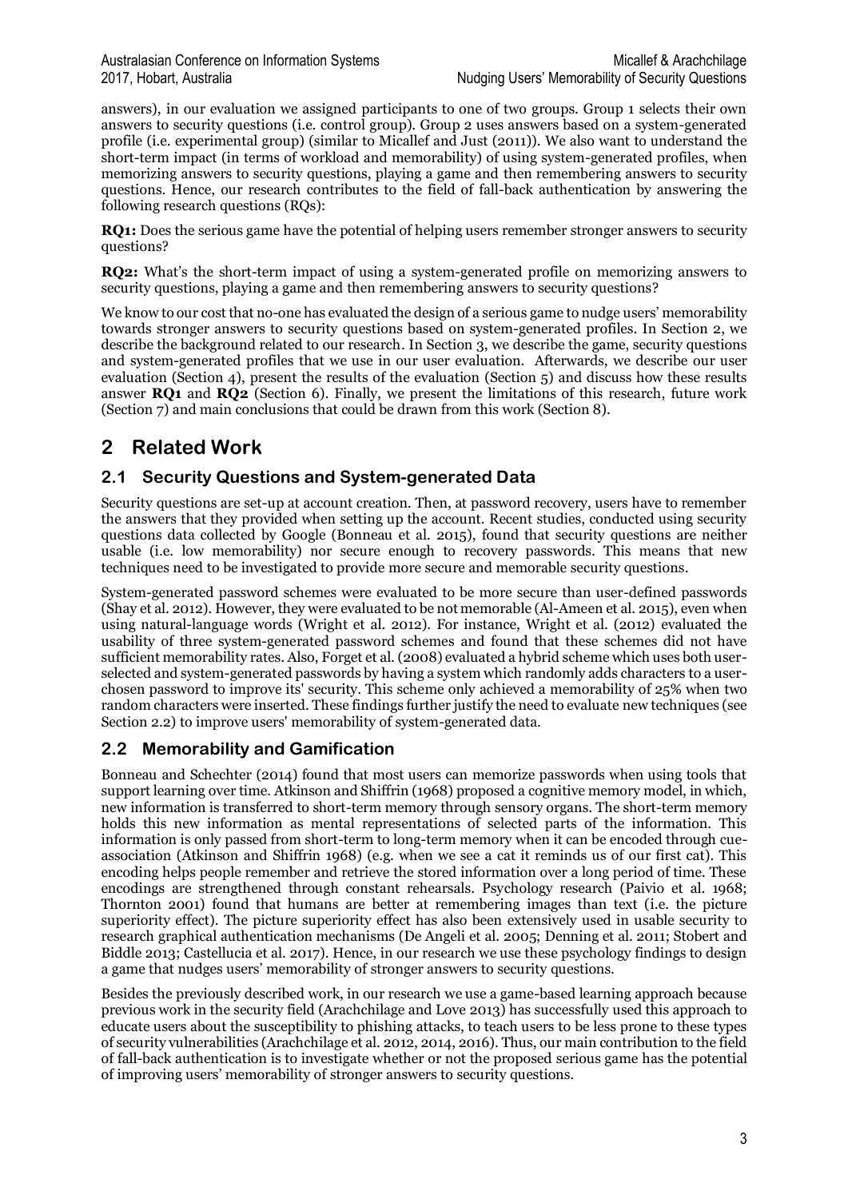answers), in our evaluation we assigned participants to one of two groups. Group 1 selects their own answers to security questions (i.e. control group). Group 2 uses answers based on a system-generated profile (i.e. experimental group) (similar to Micallef and Just (2011)). We also want to understand the short-term impact (in terms of workload and memorability) of using system-generated profiles, when memorizing answers to security questions, playing a game and then remembering answers to security questions. Hence, our research contributes to the field of fall-back authentication by answering the following research questions (RQs):

**RQ1:** Does the serious game have the potential of helping users remember stronger answers to security questions?

**RQ2:** What's the short-term impact of using a system-generated profile on memorizing answers to security questions, playing a game and then remembering answers to security questions?

We know to our cost that no-one has evaluated the design of a serious game to nudge users' memorability towards stronger answers to security questions based on system-generated profiles. In Section 2, we describe the background related to our research. In Section 3, we describe the game, security questions and system-generated profiles that we use in our user evaluation. Afterwards, we describe our user evaluation (Section 4), present the results of the evaluation (Section 5) and discuss how these results answer **RQ1** and **RQ2** (Section 6). Finally, we present the limitations of this research, future work (Section 7) and main conclusions that could be drawn from this work (Section 8).

# 2 Related Work

## 2.1 Security Questions and System-generated Data

Security questions are set-up at account creation. Then, at password recovery, users have to remember the answers that they provided when setting up the account. Recent studies, conducted using security questions data collected by Google (Bonneau et al. 2015), found that security questions are neither usable (i.e. low memorability) nor secure enough to recovery passwords. This means that new techniques need to be investigated to provide more secure and memorable security questions.

System-generated password schemes were evaluated to be more secure than user-defined passwords (Shay et al. 2012). However, they were evaluated to be not memorable (Al-Ameen et al. 2015), even when using natural-language words (Wright et al. 2012). For instance, Wright et al. (2012) evaluated the usability of three system-generated password schemes and found that these schemes did not have sufficient memorability rates. Also, Forget et al. (2008) evaluated a hybrid scheme which uses both user-selected and system-generated passwords by having a system which randomly adds characters to a user-chosen password to improve its' security. This scheme only achieved a memorability of 25% when two random characters were inserted. These findings further justify the need to evaluate new techniques (see Section 2.2) to improve users' memorability of system-generated data.

## 2.2 Memorability and Gamification

Bonneau and Schechter (2014) found that most users can memorize passwords when using tools that support learning over time. Atkinson and Shiffrin (1968) proposed a cognitive memory model, in which, new information is transferred to short-term memory through sensory organs. The short-term memory holds this new information as mental representations of selected parts of the information. This information is only passed from short-term to long-term memory when it can be encoded through cue-association (Atkinson and Shiffrin 1968) (e.g. when we see a cat it reminds us of our first cat). This encoding helps people remember and retrieve the stored information over a long period of time. These encodings are strengthened through constant rehearsals. Psychology research (Paivio et al. 1968; Thornton 2001) found that humans are better at remembering images than text (i.e. the picture superiority effect). The picture superiority effect has also been extensively used in usable security to research graphical authentication mechanisms (De Angeli et al. 2005; Denning et al. 2011; Stobert and Biddle 2013; Castellucia et al. 2017). Hence, in our research we use these psychology findings to design a game that nudges users' memorability of stronger answers to security questions.

Besides the previously described work, in our research we use a game-based learning approach because previous work in the security field (Arachchilage and Love 2013) has successfully used this approach to educate users about the susceptibility to phishing attacks, to teach users to be less prone to these types of security vulnerabilities (Arachchilage et al. 2012, 2014, 2016). Thus, our main contribution to the field of fall-back authentication is to investigate whether or not the proposed serious game has the potential of improving users' memorability of stronger answers to security questions.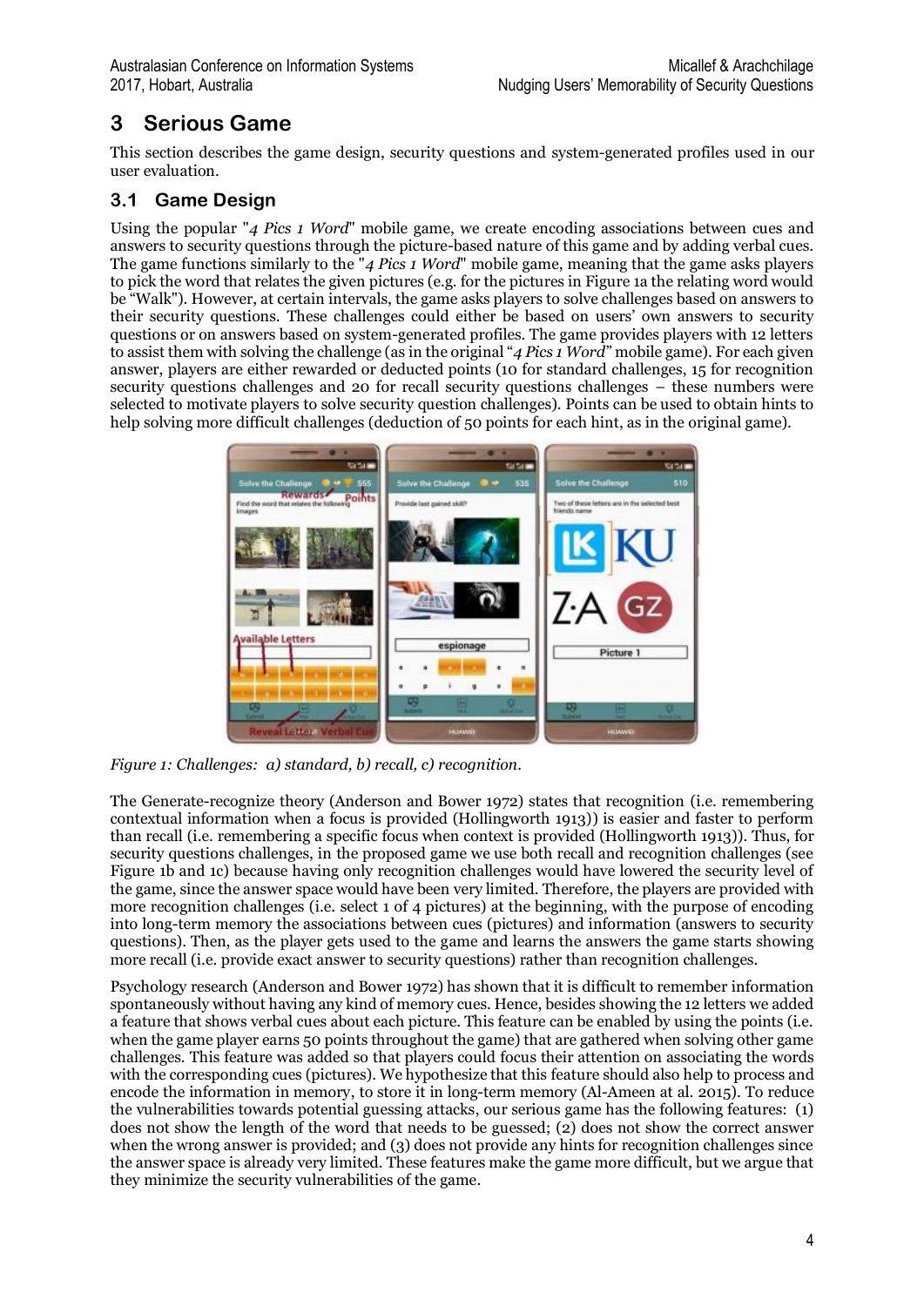## 3 Serious Game

This section describes the game design, security questions and system-generated profiles used in our user evaluation.

### 3.1 Game Design

Using the popular "*4 Pics 1 Word*" mobile game, we create encoding associations between cues and answers to security questions through the picture-based nature of this game and by adding verbal cues. The game functions similarly to the "*4 Pics 1 Word*" mobile game, meaning that the game asks players to pick the word that relates the given pictures (e.g. for the pictures in Figure 1a the relating word would be "Walk"). However, at certain intervals, the game asks players to solve challenges based on answers to their security questions. These challenges could either be based on users' own answers to security questions or on answers based on system-generated profiles. The game provides players with 12 letters to assist them with solving the challenge (as in the original "*4 Pics 1 Word*" mobile game). For each given answer, players are either rewarded or deducted points (10 for standard challenges, 15 for recognition security questions challenges and 20 for recall security questions challenges – these numbers were selected to motivate players to solve security question challenges). Points can be used to obtain hints to help solving more difficult challenges (deduction of 50 points for each hint, as in the original game).

*Figure 1: Challenges: a) standard, b) recall, c) recognition.*

The Generate-recognize theory (Anderson and Bower 1972) states that recognition (i.e. remembering contextual information when a focus is provided (Hollingworth 1913)) is easier and faster to perform than recall (i.e. remembering a specific focus when context is provided (Hollingworth 1913)). Thus, for security questions challenges, in the proposed game we use both recall and recognition challenges (see Figure 1b and 1c) because having only recognition challenges would have lowered the security level of the game, since the answer space would have been very limited. Therefore, the players are provided with more recognition challenges (i.e. select 1 of 4 pictures) at the beginning, with the purpose of encoding into long-term memory the associations between cues (pictures) and information (answers to security questions). Then, as the player gets used to the game and learns the answers the game starts showing more recall (i.e. provide exact answer to security questions) rather than recognition challenges.

Psychology research (Anderson and Bower 1972) has shown that it is difficult to remember information spontaneously without having any kind of memory cues. Hence, besides showing the 12 letters we added a feature that shows verbal cues about each picture. This feature can be enabled by using the points (i.e. when the game player earns 50 points throughout the game) that are gathered when solving other game challenges. This feature was added so that players could focus their attention on associating the words with the corresponding cues (pictures). We hypothesize that this feature should also help to process and encode the information in memory, to store it in long-term memory (Al-Ameen at al. 2015). To reduce the vulnerabilities towards potential guessing attacks, our serious game has the following features: (1) does not show the length of the word that needs to be guessed; (2) does not show the correct answer when the wrong answer is provided; and (3) does not provide any hints for recognition challenges since the answer space is already very limited. These features make the game more difficult, but we argue that they minimize the security vulnerabilities of the game.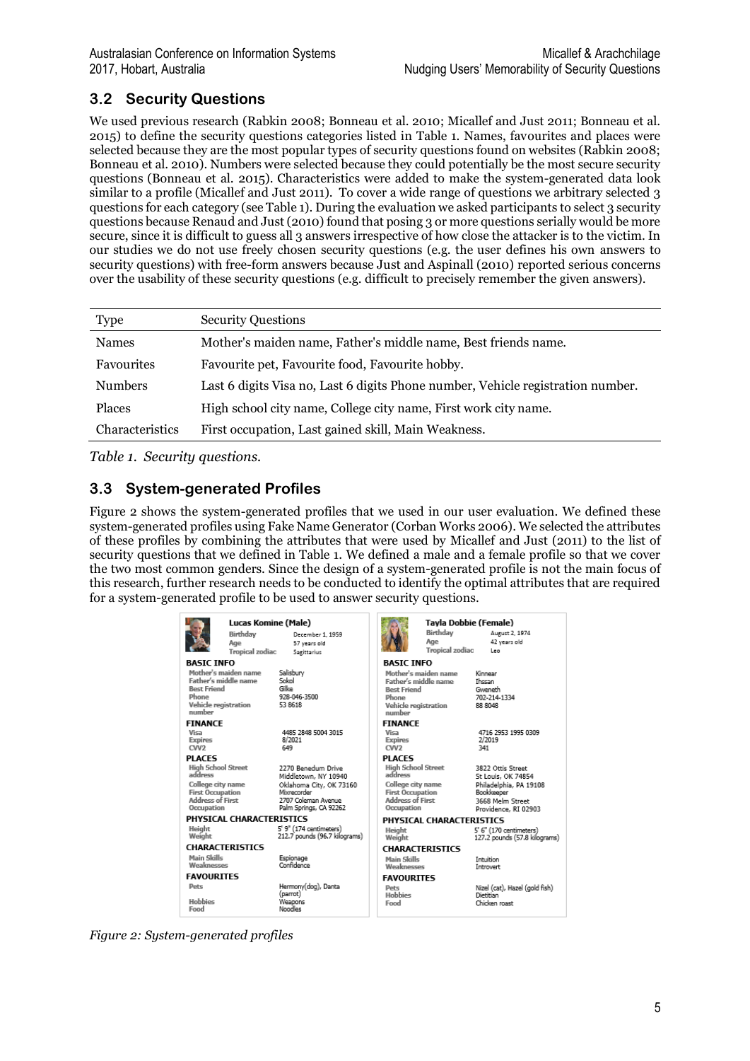## 3.2 Security Questions

We used previous research (Rabkin 2008; Bonneau et al. 2010; Micallef and Just 2011; Bonneau et al. 2015) to define the security questions categories listed in Table 1. Names, favourites and places were selected because they are the most popular types of security questions found on websites (Rabkin 2008; Bonneau et al. 2010). Numbers were selected because they could potentially be the most secure security questions (Bonneau et al. 2015). Characteristics were added to make the system-generated data look similar to a profile (Micallef and Just 2011). To cover a wide range of questions we arbitrary selected 3 questions for each category (see Table 1). During the evaluation we asked participants to select 3 security questions because Renaud and Just (2010) found that posing 3 or more questions serially would be more secure, since it is difficult to guess all 3 answers irrespective of how close the attacker is to the victim. In our studies we do not use freely chosen security questions (e.g. the user defines his own answers to security questions) with free-form answers because Just and Aspinall (2010) reported serious concerns over the usability of these security questions (e.g. difficult to precisely remember the given answers).

| Type | Security Questions |
|---|---|
| Names | Mother's maiden name, Father's middle name, Best friends name. |
| Favourites | Favourite pet, Favourite food, Favourite hobby. |
| Numbers | Last 6 digits Visa no, Last 6 digits Phone number, Vehicle registration number. |
| Places | High school city name, College city name, First work city name. |
| Characteristics | First occupation, Last gained skill, Main Weakness. |

*Table 1. Security questions.*

## 3.3 System-generated Profiles

Figure 2 shows the system-generated profiles that we used in our user evaluation. We defined these system-generated profiles using Fake Name Generator (Corban Works 2006). We selected the attributes of these profiles by combining the attributes that were used by Micallef and Just (2011) to the list of security questions that we defined in Table 1. We defined a male and a female profile so that we cover the two most common genders. Since the design of a system-generated profile is not the main focus of this research, further research needs to be conducted to identify the optimal attributes that are required for a system-generated profile to be used to answer security questions.

| Lucas Komine (Male) | |
|---|---|
| Birthday | December 1, 1959 |
| Age | 57 years old |
| Tropical zodiac | Sagittarius |
| **BASIC INFO** | |
| Mother's maiden name | Salisbury |
| Father's middle name | Sokol |
| Best Friend | Gilke |
| Phone | 928-046-3500 |
| Vehicle registration number | 53 8618 |
| **FINANCE** | |
| Visa | 4485 2848 5004 3015 |
| Expires | 8/2021 |
| CVV2 | 649 |
| **PLACES** | |
| High School Street address | 2270 Benedum Drive Middletown, NY 10940 |
| College city name | Oklahoma City, OK 73160 |
| First Occupation | Mixrecorder |
| Address of First Occupation | 2707 Coleman Avenue Palm Springs, CA 92262 |
| **PHYSICAL CHARACTERISTICS** | |
| Height | 5' 9" (174 centimeters) |
| Weight | 212.7 pounds (96.7 kilograms) |
| **CHARACTERISTICS** | |
| Main Skills | Espionage |
| Weaknesses | Confidence |
| **FAVOURITES** | |
| Pets | Hermony(dog), Danta (parrot) |
| Hobbies | Weapons |
| Food | Noodles |

| Tayla Dobbie (Female) | |
|---|---|
| Birthday | August 2, 1974 |
| Age | 42 years old |
| Tropical zodiac | Leo |
| **BASIC INFO** | |
| Mother's maiden name | Kinnear |
| Father's middle name | Ihssan |
| Best Friend | Gweneth |
| Phone | 702-214-1334 |
| Vehicle registration number | 88 8048 |
| **FINANCE** | |
| Visa | 4716 2953 1995 0309 |
| Expires | 2/2019 |
| CVV2 | 341 |
| **PLACES** | |
| High School Street address | 3822 Ottis Street St Louis, OK 74854 |
| College city name | Philadelphia, PA 19108 |
| First Occupation | Bookkeeper |
| Address of First Occupation | 3668 Melm Street Providence, RI 02903 |
| **PHYSICAL CHARACTERISTICS** | |
| Height | 5' 6" (170 centimeters) |
| Weight | 127.2 pounds (57.8 kilograms) |
| **CHARACTERISTICS** | |
| Main Skills | Intuition |
| Weaknesses | Introvert |
| **FAVOURITES** | |
| Pets | Nizel (cat), Hazel (gold fish) |
| Hobbies | Dietitian |
| Food | Chicken roast |

*Figure 2: System-generated profiles*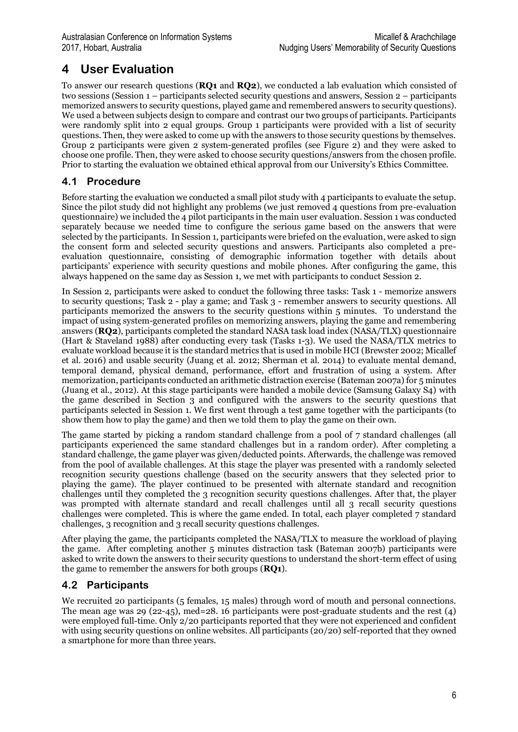# 4 User Evaluation

To answer our research questions (**RQ1** and **RQ2**), we conducted a lab evaluation which consisted of two sessions (Session 1 – participants selected security questions and answers, Session 2 – participants memorized answers to security questions, played game and remembered answers to security questions). We used a between subjects design to compare and contrast our two groups of participants. Participants were randomly split into 2 equal groups. Group 1 participants were provided with a list of security questions. Then, they were asked to come up with the answers to those security questions by themselves. Group 2 participants were given 2 system-generated profiles (see Figure 2) and they were asked to choose one profile. Then, they were asked to choose security questions/answers from the chosen profile. Prior to starting the evaluation we obtained ethical approval from our University's Ethics Committee.

## 4.1 Procedure

Before starting the evaluation we conducted a small pilot study with 4 participants to evaluate the setup. Since the pilot study did not highlight any problems (we just removed 4 questions from pre-evaluation questionnaire) we included the 4 pilot participants in the main user evaluation. Session 1 was conducted separately because we needed time to configure the serious game based on the answers that were selected by the participants. In Session 1, participants were briefed on the evaluation, were asked to sign the consent form and selected security questions and answers. Participants also completed a pre-evaluation questionnaire, consisting of demographic information together with details about participants' experience with security questions and mobile phones. After configuring the game, this always happened on the same day as Session 1, we met with participants to conduct Session 2.

In Session 2, participants were asked to conduct the following three tasks: Task 1 - memorize answers to security questions; Task 2 - play a game; and Task 3 - remember answers to security questions. All participants memorized the answers to the security questions within 5 minutes. To understand the impact of using system-generated profiles on memorizing answers, playing the game and remembering answers (**RQ2**), participants completed the standard NASA task load index (NASA/TLX) questionnaire (Hart & Staveland 1988) after conducting every task (Tasks 1-3). We used the NASA/TLX metrics to evaluate workload because it is the standard metrics that is used in mobile HCI (Brewster 2002; Micallef et al. 2016) and usable security (Juang et al. 2012; Sherman et al. 2014) to evaluate mental demand, temporal demand, physical demand, performance, effort and frustration of using a system. After memorization, participants conducted an arithmetic distraction exercise (Bateman 2007a) for 5 minutes (Juang et al., 2012). At this stage participants were handed a mobile device (Samsung Galaxy S4) with the game described in Section 3 and configured with the answers to the security questions that participants selected in Session 1. We first went through a test game together with the participants (to show them how to play the game) and then we told them to play the game on their own.

The game started by picking a random standard challenge from a pool of 7 standard challenges (all participants experienced the same standard challenges but in a random order). After completing a standard challenge, the game player was given/deducted points. Afterwards, the challenge was removed from the pool of available challenges. At this stage the player was presented with a randomly selected recognition security questions challenge (based on the security answers that they selected prior to playing the game). The player continued to be presented with alternate standard and recognition challenges until they completed the 3 recognition security questions challenges. After that, the player was prompted with alternate standard and recall challenges until all 3 recall security questions challenges were completed. This is where the game ended. In total, each player completed 7 standard challenges, 3 recognition and 3 recall security questions challenges.

After playing the game, the participants completed the NASA/TLX to measure the workload of playing the game. After completing another 5 minutes distraction task (Bateman 2007b) participants were asked to write down the answers to their security questions to understand the short-term effect of using the game to remember the answers for both groups (**RQ1**).

## 4.2 Participants

We recruited 20 participants (5 females, 15 males) through word of mouth and personal connections. The mean age was 29 (22-45), med=28. 16 participants were post-graduate students and the rest (4) were employed full-time. Only 2/20 participants reported that they were not experienced and confident with using security questions on online websites. All participants (20/20) self-reported that they owned a smartphone for more than three years.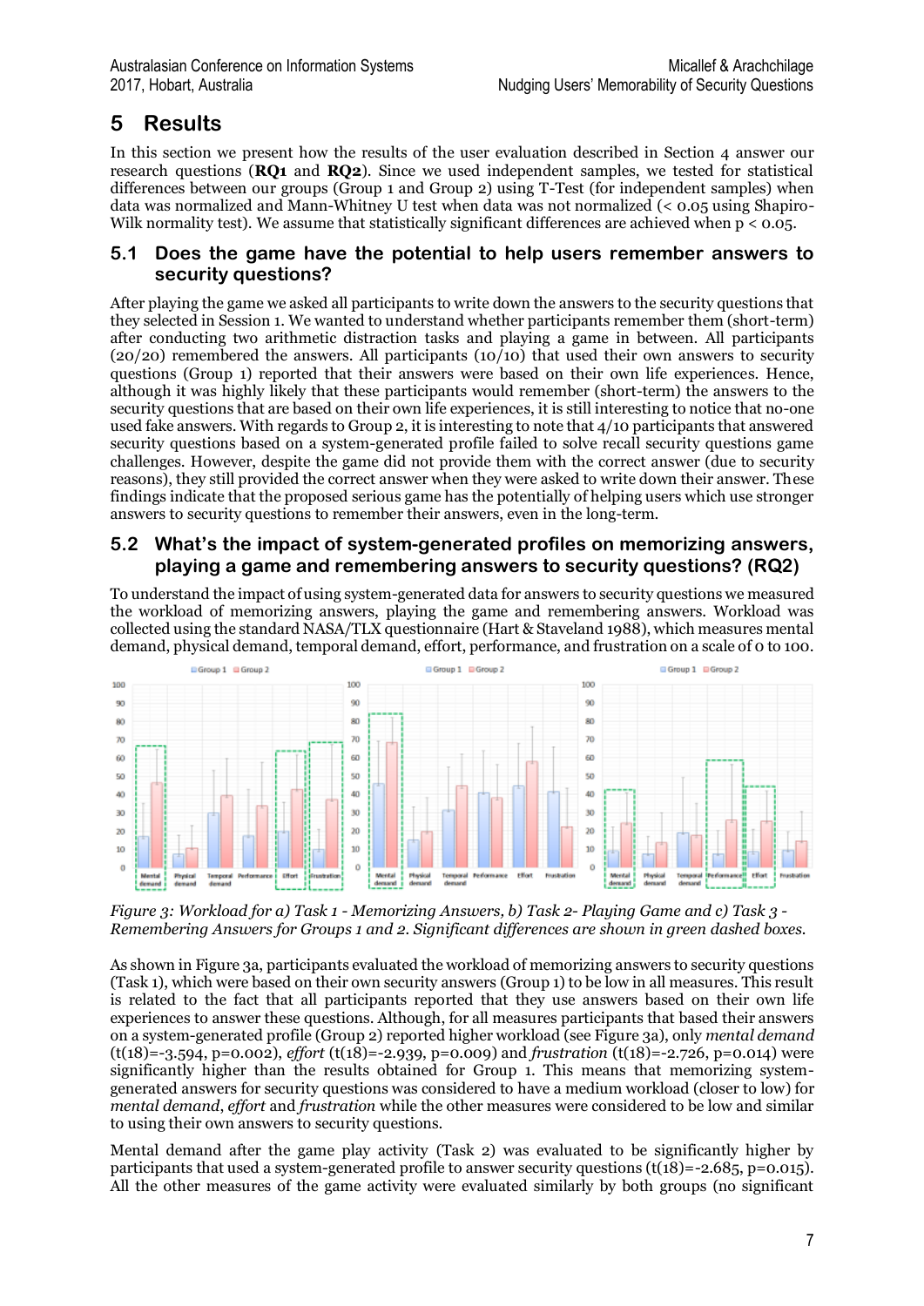# 5 Results

In this section we present how the results of the user evaluation described in Section 4 answer our research questions (**RQ1** and **RQ2**). Since we used independent samples, we tested for statistical differences between our groups (Group 1 and Group 2) using T-Test (for independent samples) when data was normalized and Mann-Whitney U test when data was not normalized (< 0.05 using Shapiro-Wilk normality test). We assume that statistically significant differences are achieved when $p < 0.05$.

## 5.1 Does the game have the potential to help users remember answers to security questions?

After playing the game we asked all participants to write down the answers to the security questions that they selected in Session 1. We wanted to understand whether participants remember them (short-term) after conducting two arithmetic distraction tasks and playing a game in between. All participants (20/20) remembered the answers. All participants (10/10) that used their own answers to security questions (Group 1) reported that their answers were based on their own life experiences. Hence, although it was highly likely that these participants would remember (short-term) the answers to the security questions that are based on their own life experiences, it is still interesting to notice that no-one used fake answers. With regards to Group 2, it is interesting to note that 4/10 participants that answered security questions based on a system-generated profile failed to solve recall security questions game challenges. However, despite the game did not provide them with the correct answer (due to security reasons), they still provided the correct answer when they were asked to write down their answer. These findings indicate that the proposed serious game has the potentially of helping users which use stronger answers to security questions to remember their answers, even in the long-term.

## 5.2 What's the impact of system-generated profiles on memorizing answers, playing a game and remembering answers to security questions? (RQ2)

To understand the impact of using system-generated data for answers to security questions we measured the workload of memorizing answers, playing the game and remembering answers. Workload was collected using the standard NASA/TLX questionnaire (Hart & Staveland 1988), which measures mental demand, physical demand, temporal demand, effort, performance, and frustration on a scale of 0 to 100.

*Figure 3: Workload for a) Task 1 - Memorizing Answers, b) Task 2- Playing Game and c) Task 3 - Remembering Answers for Groups 1 and 2. Significant differences are shown in green dashed boxes.*

As shown in Figure 3a, participants evaluated the workload of memorizing answers to security questions (Task 1), which were based on their own security answers (Group 1) to be low in all measures. This result is related to the fact that all participants reported that they use answers based on their own life experiences to answer these questions. Although, for all measures participants that based their answers on a system-generated profile (Group 2) reported higher workload (see Figure 3a), only *mental demand* ($t(18)=-3.594$, $p=0.002$), *effort* ($t(18)=-2.939$, $p=0.009$) and *frustration* ($t(18)=-2.726$, $p=0.014$) were significantly higher than the results obtained for Group 1. This means that memorizing system-generated answers for security questions was considered to have a medium workload (closer to low) for *mental demand*, *effort* and *frustration* while the other measures were considered to be low and similar to using their own answers to security questions.

Mental demand after the game play activity (Task 2) was evaluated to be significantly higher by participants that used a system-generated profile to answer security questions ($t(18)=-2.685$, $p=0.015$). All the other measures of the game activity were evaluated similarly by both groups (no significant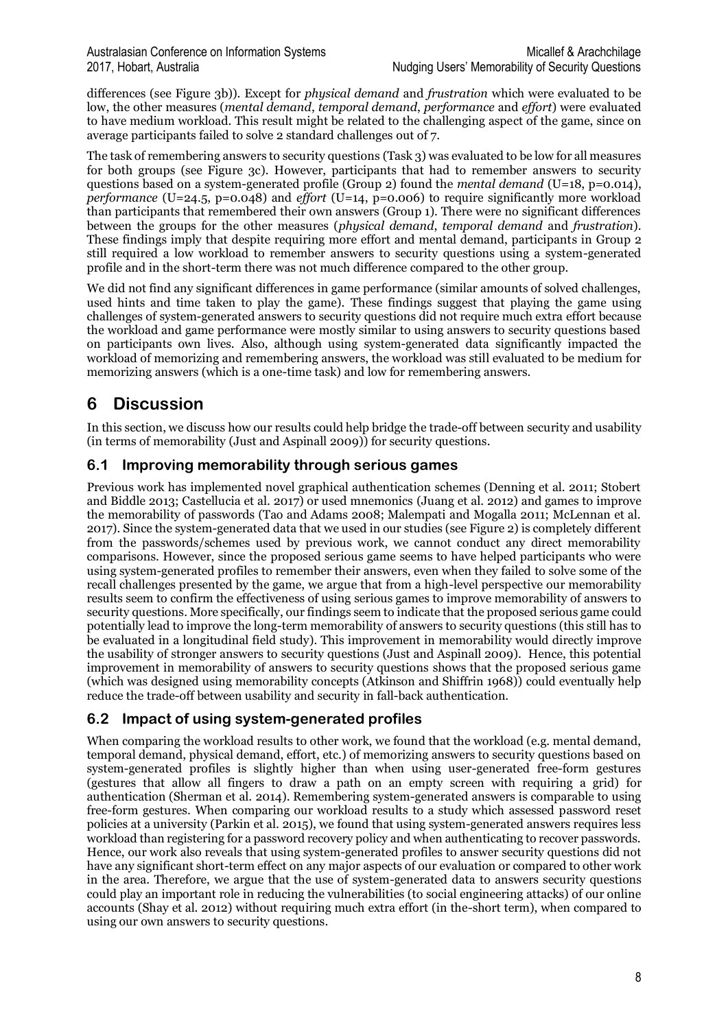differences (see Figure 3b)). Except for *physical demand* and *frustration* which were evaluated to be low, the other measures (*mental demand*, *temporal demand*, *performance* and *effort*) were evaluated to have medium workload. This result might be related to the challenging aspect of the game, since on average participants failed to solve 2 standard challenges out of 7.

The task of remembering answers to security questions (Task 3) was evaluated to be low for all measures for both groups (see Figure 3c). However, participants that had to remember answers to security questions based on a system-generated profile (Group 2) found the *mental demand* ($U=18$, $p=0.014$), *performance* ($U=24.5$, $p=0.048$) and *effort* ($U=14$, $p=0.006$) to require significantly more workload than participants that remembered their own answers (Group 1). There were no significant differences between the groups for the other measures (*physical demand*, *temporal demand* and *frustration*). These findings imply that despite requiring more effort and mental demand, participants in Group 2 still required a low workload to remember answers to security questions using a system-generated profile and in the short-term there was not much difference compared to the other group.

We did not find any significant differences in game performance (similar amounts of solved challenges, used hints and time taken to play the game). These findings suggest that playing the game using challenges of system-generated answers to security questions did not require much extra effort because the workload and game performance were mostly similar to using answers to security questions based on participants own lives. Also, although using system-generated data significantly impacted the workload of memorizing and remembering answers, the workload was still evaluated to be medium for memorizing answers (which is a one-time task) and low for remembering answers.

# 6 Discussion

In this section, we discuss how our results could help bridge the trade-off between security and usability (in terms of memorability (Just and Aspinall 2009)) for security questions.

## 6.1 Improving memorability through serious games

Previous work has implemented novel graphical authentication schemes (Denning et al. 2011; Stobert and Biddle 2013; Castellucia et al. 2017) or used mnemonics (Juang et al. 2012) and games to improve the memorability of passwords (Tao and Adams 2008; Malempati and Mogalla 2011; McLennan et al. 2017). Since the system-generated data that we used in our studies (see Figure 2) is completely different from the passwords/schemes used by previous work, we cannot conduct any direct memorability comparisons. However, since the proposed serious game seems to have helped participants who were using system-generated profiles to remember their answers, even when they failed to solve some of the recall challenges presented by the game, we argue that from a high-level perspective our memorability results seem to confirm the effectiveness of using serious games to improve memorability of answers to security questions. More specifically, our findings seem to indicate that the proposed serious game could potentially lead to improve the long-term memorability of answers to security questions (this still has to be evaluated in a longitudinal field study). This improvement in memorability would directly improve the usability of stronger answers to security questions (Just and Aspinall 2009). Hence, this potential improvement in memorability of answers to security questions shows that the proposed serious game (which was designed using memorability concepts (Atkinson and Shiffrin 1968)) could eventually help reduce the trade-off between usability and security in fall-back authentication.

## 6.2 Impact of using system-generated profiles

When comparing the workload results to other work, we found that the workload (e.g. mental demand, temporal demand, physical demand, effort, etc.) of memorizing answers to security questions based on system-generated profiles is slightly higher than when using user-generated free-form gestures (gestures that allow all fingers to draw a path on an empty screen with requiring a grid) for authentication (Sherman et al. 2014). Remembering system-generated answers is comparable to using free-form gestures. When comparing our workload results to a study which assessed password reset policies at a university (Parkin et al. 2015), we found that using system-generated answers requires less workload than registering for a password recovery policy and when authenticating to recover passwords. Hence, our work also reveals that using system-generated profiles to answer security questions did not have any significant short-term effect on any major aspects of our evaluation or compared to other work in the area. Therefore, we argue that the use of system-generated data to answers security questions could play an important role in reducing the vulnerabilities (to social engineering attacks) of our online accounts (Shay et al. 2012) without requiring much extra effort (in the-short term), when compared to using our own answers to security questions.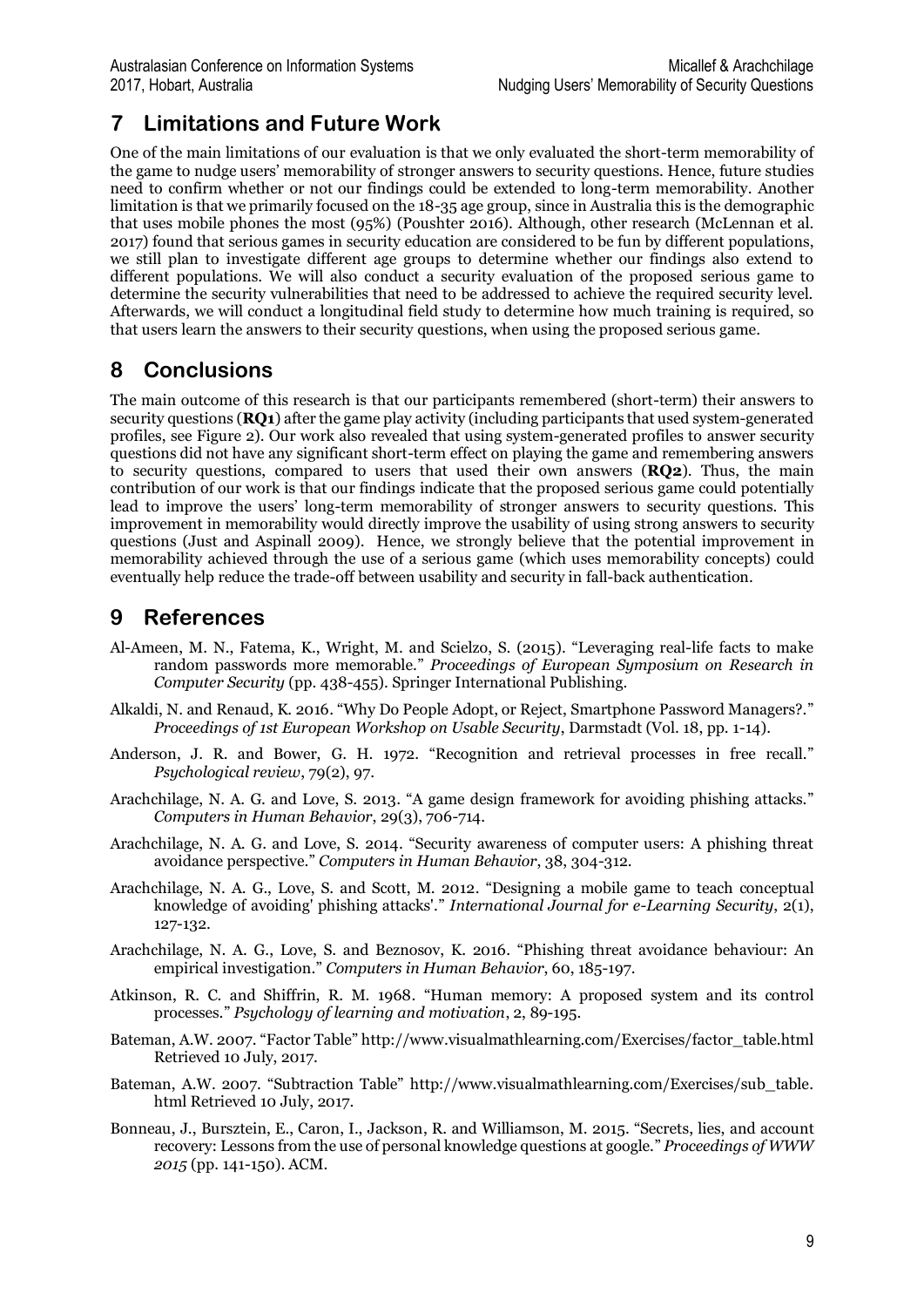## 7 Limitations and Future Work

One of the main limitations of our evaluation is that we only evaluated the short-term memorability of the game to nudge users' memorability of stronger answers to security questions. Hence, future studies need to confirm whether or not our findings could be extended to long-term memorability. Another limitation is that we primarily focused on the 18-35 age group, since in Australia this is the demographic that uses mobile phones the most (95%) (Poushter 2016). Although, other research (McLennan et al. 2017) found that serious games in security education are considered to be fun by different populations, we still plan to investigate different age groups to determine whether our findings also extend to different populations. We will also conduct a security evaluation of the proposed serious game to determine the security vulnerabilities that need to be addressed to achieve the required security level. Afterwards, we will conduct a longitudinal field study to determine how much training is required, so that users learn the answers to their security questions, when using the proposed serious game.

## 8 Conclusions

The main outcome of this research is that our participants remembered (short-term) their answers to security questions (**RQ1**) after the game play activity (including participants that used system-generated profiles, see Figure 2). Our work also revealed that using system-generated profiles to answer security questions did not have any significant short-term effect on playing the game and remembering answers to security questions, compared to users that used their own answers (**RQ2**). Thus, the main contribution of our work is that our findings indicate that the proposed serious game could potentially lead to improve the users' long-term memorability of stronger answers to security questions. This improvement in memorability would directly improve the usability of using strong answers to security questions (Just and Aspinall 2009). Hence, we strongly believe that the potential improvement in memorability achieved through the use of a serious game (which uses memorability concepts) could eventually help reduce the trade-off between usability and security in fall-back authentication.

## 9 References

Al-Ameen, M. N., Fatema, K., Wright, M. and Scielzo, S. (2015). "Leveraging real-life facts to make random passwords more memorable." *Proceedings of European Symposium on Research in Computer Security* (pp. 438-455). Springer International Publishing.

Alkaldi, N. and Renaud, K. 2016. "Why Do People Adopt, or Reject, Smartphone Password Managers?." *Proceedings of 1st European Workshop on Usable Security*, Darmstadt (Vol. 18, pp. 1-14).

Anderson, J. R. and Bower, G. H. 1972. "Recognition and retrieval processes in free recall." *Psychological review*, 79(2), 97.

Arachchilage, N. A. G. and Love, S. 2013. "A game design framework for avoiding phishing attacks." *Computers in Human Behavior*, 29(3), 706-714.

Arachchilage, N. A. G. and Love, S. 2014. "Security awareness of computer users: A phishing threat avoidance perspective." *Computers in Human Behavior*, 38, 304-312.

Arachchilage, N. A. G., Love, S. and Scott, M. 2012. "Designing a mobile game to teach conceptual knowledge of avoiding' phishing attacks'." *International Journal for e-Learning Security*, 2(1), 127-132.

Arachchilage, N. A. G., Love, S. and Beznosov, K. 2016. "Phishing threat avoidance behaviour: An empirical investigation." *Computers in Human Behavior*, 60, 185-197.

Atkinson, R. C. and Shiffrin, R. M. 1968. "Human memory: A proposed system and its control processes." *Psychology of learning and motivation*, 2, 89-195.

Bateman, A.W. 2007. "Factor Table" http://www.visualmathlearning.com/Exercises/factor_table.html Retrieved 10 July, 2017.

Bateman, A.W. 2007. "Subtraction Table" http://www.visualmathlearning.com/Exercises/sub_table.html Retrieved 10 July, 2017.

Bonneau, J., Bursztein, E., Caron, I., Jackson, R. and Williamson, M. 2015. "Secrets, lies, and account recovery: Lessons from the use of personal knowledge questions at google." *Proceedings of WWW 2015* (pp. 141-150). ACM.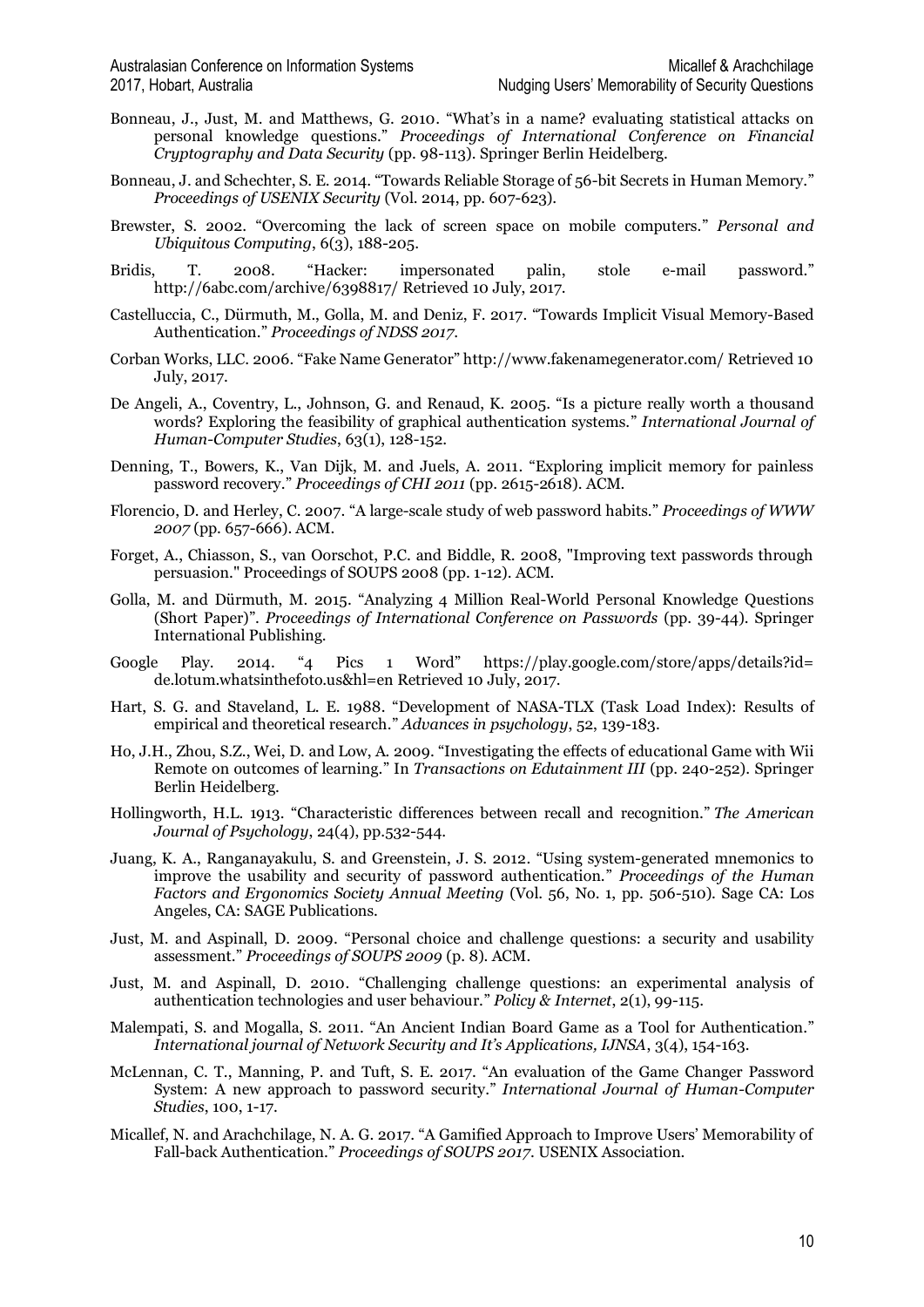Bonneau, J., Just, M. and Matthews, G. 2010. "What's in a name? evaluating statistical attacks on personal knowledge questions." *Proceedings of International Conference on Financial Cryptography and Data Security* (pp. 98-113). Springer Berlin Heidelberg.

Bonneau, J. and Schechter, S. E. 2014. "Towards Reliable Storage of 56-bit Secrets in Human Memory." *Proceedings of USENIX Security* (Vol. 2014, pp. 607-623).

Brewster, S. 2002. "Overcoming the lack of screen space on mobile computers." *Personal and Ubiquitous Computing*, 6(3), 188-205.

Bridis, T. 2008. "Hacker: impersonated palin, stole e-mail password." http://6abc.com/archive/6398817/ Retrieved 10 July, 2017.

Castelluccia, C., Dürmuth, M., Golla, M. and Deniz, F. 2017. "Towards Implicit Visual Memory-Based Authentication." *Proceedings of NDSS 2017*.

Corban Works, LLC. 2006. "Fake Name Generator" http://www.fakenamegenerator.com/ Retrieved 10 July, 2017.

De Angeli, A., Coventry, L., Johnson, G. and Renaud, K. 2005. "Is a picture really worth a thousand words? Exploring the feasibility of graphical authentication systems." *International Journal of Human-Computer Studies*, 63(1), 128-152.

Denning, T., Bowers, K., Van Dijk, M. and Juels, A. 2011. "Exploring implicit memory for painless password recovery." *Proceedings of CHI 2011* (pp. 2615-2618). ACM.

Florencio, D. and Herley, C. 2007. "A large-scale study of web password habits." *Proceedings of WWW 2007* (pp. 657-666). ACM.

Forget, A., Chiasson, S., van Oorschot, P.C. and Biddle, R. 2008, "Improving text passwords through persuasion." Proceedings of SOUPS 2008 (pp. 1-12). ACM.

Golla, M. and Dürmuth, M. 2015. "Analyzing 4 Million Real-World Personal Knowledge Questions (Short Paper)". *Proceedings of International Conference on Passwords* (pp. 39-44). Springer International Publishing.

Google Play. 2014. "4 Pics 1 Word" https://play.google.com/store/apps/details?id=de.lotum.whatsinthefoto.us&hl=en Retrieved 10 July, 2017.

Hart, S. G. and Staveland, L. E. 1988. "Development of NASA-TLX (Task Load Index): Results of empirical and theoretical research." *Advances in psychology*, 52, 139-183.

Ho, J.H., Zhou, S.Z., Wei, D. and Low, A. 2009. "Investigating the effects of educational Game with Wii Remote on outcomes of learning." In *Transactions on Edutainment III* (pp. 240-252). Springer Berlin Heidelberg.

Hollingworth, H.L. 1913. "Characteristic differences between recall and recognition." *The American Journal of Psychology*, 24(4), pp.532-544.

Juang, K. A., Ranganayakulu, S. and Greenstein, J. S. 2012. "Using system-generated mnemonics to improve the usability and security of password authentication." *Proceedings of the Human Factors and Ergonomics Society Annual Meeting* (Vol. 56, No. 1, pp. 506-510). Sage CA: Los Angeles, CA: SAGE Publications.

Just, M. and Aspinall, D. 2009. "Personal choice and challenge questions: a security and usability assessment." *Proceedings of SOUPS 2009* (p. 8). ACM.

Just, M. and Aspinall, D. 2010. "Challenging challenge questions: an experimental analysis of authentication technologies and user behaviour." *Policy & Internet*, 2(1), 99-115.

Malempati, S. and Mogalla, S. 2011. "An Ancient Indian Board Game as a Tool for Authentication." *International journal of Network Security and It's Applications, IJNSA*, 3(4), 154-163.

McLennan, C. T., Manning, P. and Tuft, S. E. 2017. "An evaluation of the Game Changer Password System: A new approach to password security." *International Journal of Human-Computer Studies*, 100, 1-17.

Micallef, N. and Arachchilage, N. A. G. 2017. "A Gamified Approach to Improve Users' Memorability of Fall-back Authentication." *Proceedings of SOUPS 2017*. USENIX Association.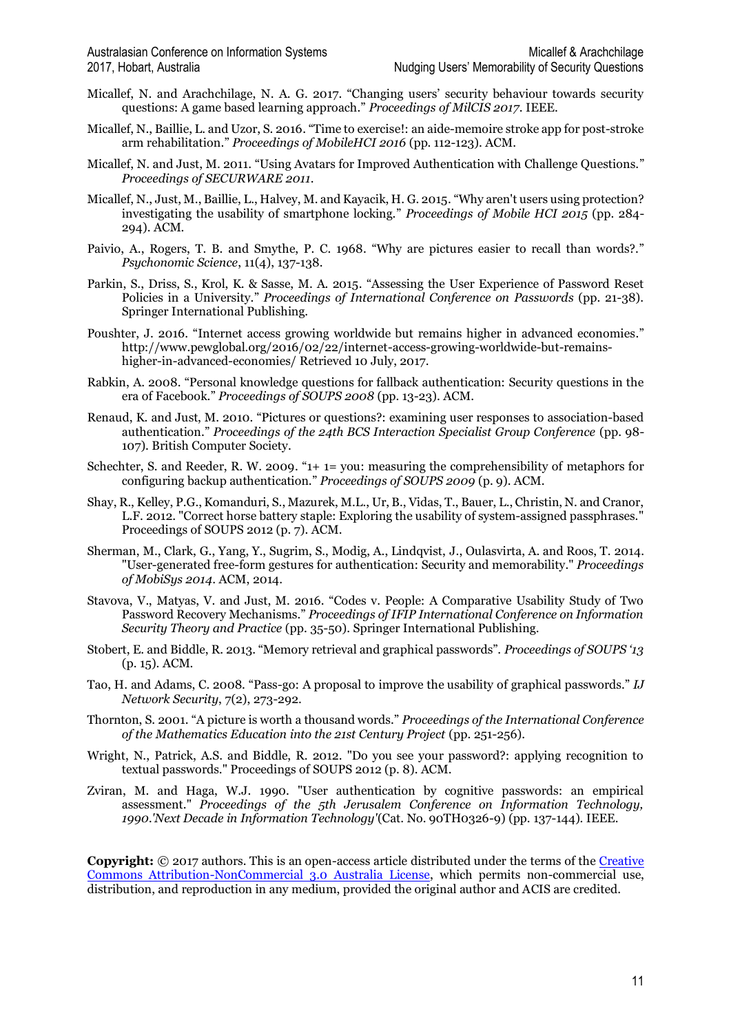Micallef, N. and Arachchilage, N. A. G. 2017. "Changing users' security behaviour towards security questions: A game based learning approach." *Proceedings of MilCIS 2017*. IEEE.

Micallef, N., Baillie, L. and Uzor, S. 2016. "Time to exercise!: an aide-memoire stroke app for post-stroke arm rehabilitation." *Proceedings of MobileHCI 2016* (pp. 112-123). ACM.

Micallef, N. and Just, M. 2011. "Using Avatars for Improved Authentication with Challenge Questions." *Proceedings of SECURWARE 2011*.

Micallef, N., Just, M., Baillie, L., Halvey, M. and Kayacik, H. G. 2015. "Why aren't users using protection? investigating the usability of smartphone locking." *Proceedings of Mobile HCI 2015* (pp. 284-294). ACM.

Paivio, A., Rogers, T. B. and Smythe, P. C. 1968. "Why are pictures easier to recall than words?." *Psychonomic Science*, 11(4), 137-138.

Parkin, S., Driss, S., Krol, K. & Sasse, M. A. 2015. "Assessing the User Experience of Password Reset Policies in a University." *Proceedings of International Conference on Passwords* (pp. 21-38). Springer International Publishing.

Poushter, J. 2016. "Internet access growing worldwide but remains higher in advanced economies." http://www.pewglobal.org/2016/02/22/internet-access-growing-worldwide-but-remains-higher-in-advanced-economies/ Retrieved 10 July, 2017.

Rabkin, A. 2008. "Personal knowledge questions for fallback authentication: Security questions in the era of Facebook." *Proceedings of SOUPS 2008* (pp. 13-23). ACM.

Renaud, K. and Just, M. 2010. "Pictures or questions?: examining user responses to association-based authentication." *Proceedings of the 24th BCS Interaction Specialist Group Conference* (pp. 98-107). British Computer Society.

Schechter, S. and Reeder, R. W. 2009. "1+ 1= you: measuring the comprehensibility of metaphors for configuring backup authentication." *Proceedings of SOUPS 2009* (p. 9). ACM.

Shay, R., Kelley, P.G., Komanduri, S., Mazurek, M.L., Ur, B., Vidas, T., Bauer, L., Christin, N. and Cranor, L.F. 2012. "Correct horse battery staple: Exploring the usability of system-assigned passphrases." Proceedings of SOUPS 2012 (p. 7). ACM.

Sherman, M., Clark, G., Yang, Y., Sugrim, S., Modig, A., Lindqvist, J., Oulasvirta, A. and Roos, T. 2014. "User-generated free-form gestures for authentication: Security and memorability." *Proceedings of MobiSys 2014*. ACM, 2014.

Stavova, V., Matyas, V. and Just, M. 2016. "Codes v. People: A Comparative Usability Study of Two Password Recovery Mechanisms." *Proceedings of IFIP International Conference on Information Security Theory and Practice* (pp. 35-50). Springer International Publishing.

Stobert, E. and Biddle, R. 2013. "Memory retrieval and graphical passwords". *Proceedings of SOUPS '13* (p. 15). ACM.

Tao, H. and Adams, C. 2008. "Pass-go: A proposal to improve the usability of graphical passwords." *IJ Network Security*, 7(2), 273-292.

Thornton, S. 2001. "A picture is worth a thousand words." *Proceedings of the International Conference of the Mathematics Education into the 21st Century Project* (pp. 251-256).

Wright, N., Patrick, A.S. and Biddle, R. 2012. "Do you see your password?: applying recognition to textual passwords." Proceedings of SOUPS 2012 (p. 8). ACM.

Zviran, M. and Haga, W.J. 1990. "User authentication by cognitive passwords: an empirical assessment." *Proceedings of the 5th Jerusalem Conference on Information Technology, 1990.'Next Decade in Information Technology'*(Cat. No. 90TH0326-9) (pp. 137-144). IEEE.

**Copyright:** © 2017 authors. This is an open-access article distributed under the terms of the Creative Commons Attribution-NonCommercial 3.0 Australia License, which permits non-commercial use, distribution, and reproduction in any medium, provided the original author and ACIS are credited.